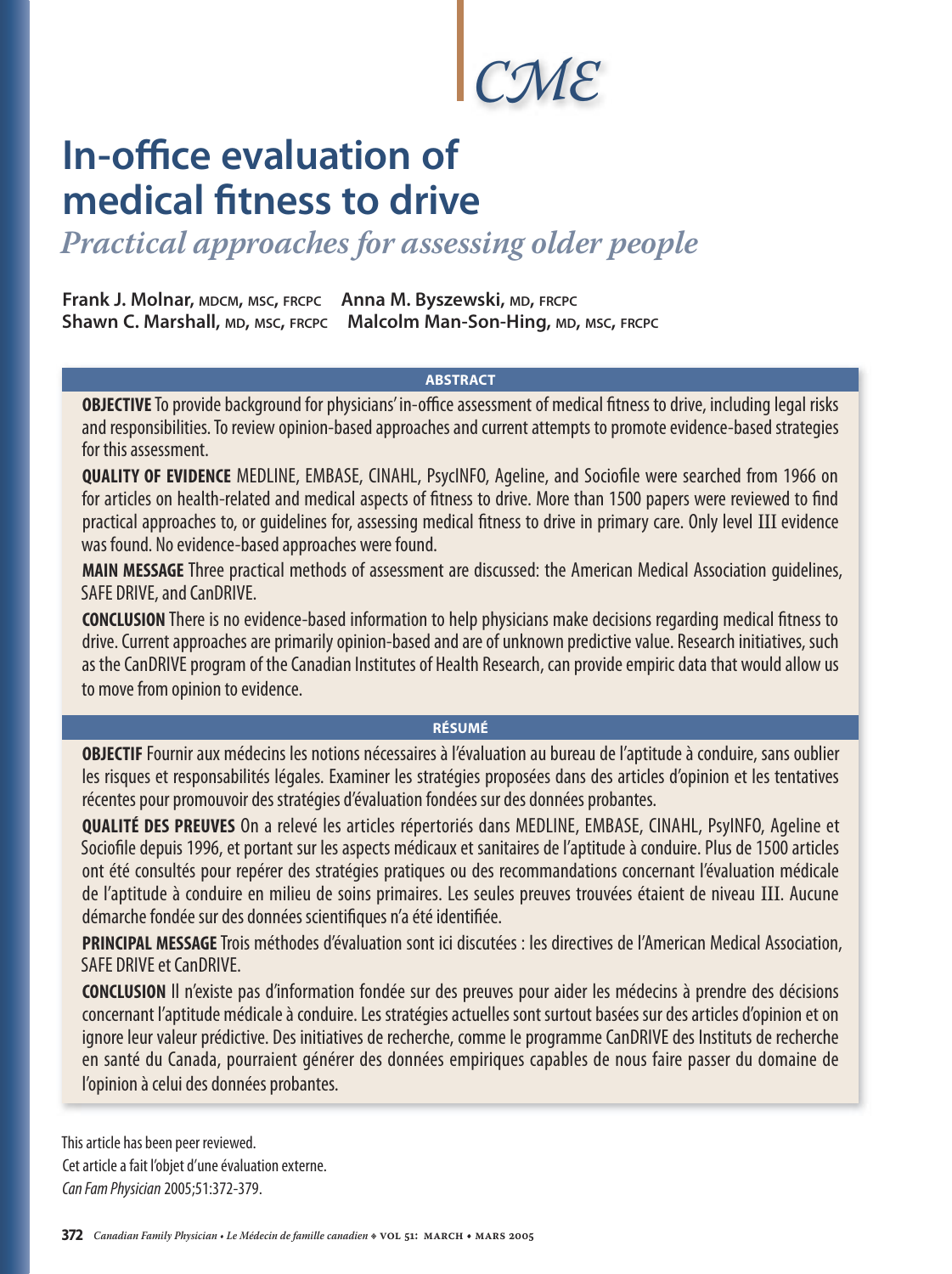CME

# In-office evaluation of medical fitness to drive

## *Practical approaches for assessing older people*

**Frank J. Molnar,** MDCM, MSC, FRCPC **Anna M. Byszewski,** MD, FRCPC
**Shawn C. Marshall,** MD, MSC, FRCPC **Malcolm Man-Son-Hing,** MD, MSC, FRCPC

### ABSTRACT

**OBJECTIVE** To provide background for physicians' in-office assessment of medical fitness to drive, including legal risks and responsibilities. To review opinion-based approaches and current attempts to promote evidence-based strategies for this assessment.

**QUALITY OF EVIDENCE** MEDLINE, EMBASE, CINAHL, PsycINFO, Ageline, and Sociofile were searched from 1966 on for articles on health-related and medical aspects of fitness to drive. More than 1500 papers were reviewed to find practical approaches to, or guidelines for, assessing medical fitness to drive in primary care. Only level III evidence was found. No evidence-based approaches were found.

**MAIN MESSAGE** Three practical methods of assessment are discussed: the American Medical Association guidelines, SAFE DRIVE, and CanDRIVE.

**CONCLUSION** There is no evidence-based information to help physicians make decisions regarding medical fitness to drive. Current approaches are primarily opinion-based and are of unknown predictive value. Research initiatives, such as the CanDRIVE program of the Canadian Institutes of Health Research, can provide empiric data that would allow us to move from opinion to evidence.

### RÉSUMÉ

**OBJECTIF** Fournir aux médecins les notions nécessaires à l'évaluation au bureau de l'aptitude à conduire, sans oublier les risques et responsabilités légales. Examiner les stratégies proposées dans des articles d'opinion et les tentatives récentes pour promouvoir des stratégies d'évaluation fondées sur des données probantes.

**QUALITÉ DES PREUVES** On a relevé les articles répertoriés dans MEDLINE, EMBASE, CINAHL, PsycINFO, Ageline et Sociofile depuis 1996, et portant sur les aspects médicaux et sanitaires de l'aptitude à conduire. Plus de 1500 articles ont été consultés pour repérer des stratégies pratiques ou des recommandations concernant l'évaluation médicale de l'aptitude à conduire en milieu de soins primaires. Les seules preuves trouvées étaient de niveau III. Aucune démarche fondée sur des données scientifiques n'a été identifiée.

**PRINCIPAL MESSAGE** Trois méthodes d'évaluation sont ici discutées : les directives de l'American Medical Association, SAFE DRIVE et CanDRIVE.

**CONCLUSION** Il n'existe pas d'information fondée sur des preuves pour aider les médecins à prendre des décisions concernant l'aptitude médicale à conduire. Les stratégies actuelles sont surtout basées sur des articles d'opinion et on ignore leur valeur prédictive. Des initiatives de recherche, comme le programme CanDRIVE des Instituts de recherche en santé du Canada, pourraient générer des données empiriques capables de nous faire passer du domaine de l'opinion à celui des données probantes.

This article has been peer reviewed.
Cet article a fait l'objet d'une évaluation externe.
*Can Fam Physician* 2005;51:372-379.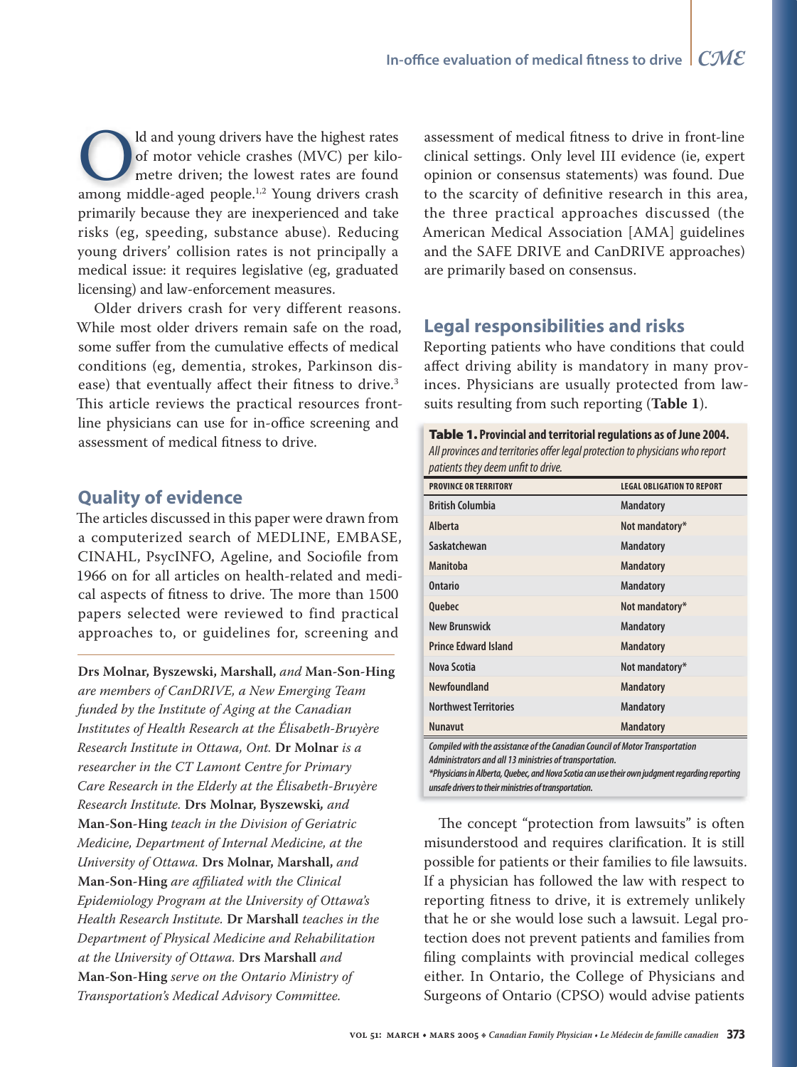Old and young drivers have the highest rates of motor vehicle crashes (MVC) per kilometre driven; the lowest rates are found among middle-aged people.[1,2] Young drivers crash primarily because they are inexperienced and take risks (eg, speeding, substance abuse). Reducing young drivers' collision rates is not principally a medical issue: it requires legislative (eg, graduated licensing) and law-enforcement measures.

Older drivers crash for very different reasons. While most older drivers remain safe on the road, some suffer from the cumulative effects of medical conditions (eg, dementia, strokes, Parkinson disease) that eventually affect their fitness to drive.[3] This article reviews the practical resources front-line physicians can use for in-office screening and assessment of medical fitness to drive.

## Quality of evidence

The articles discussed in this paper were drawn from a computerized search of MEDLINE, EMBASE, CINAHL, PsycINFO, Ageline, and Sociofile from 1966 on for all articles on health-related and medical aspects of fitness to drive. The more than 1500 papers selected were reviewed to find practical approaches to, or guidelines for, screening and assessment of medical fitness to drive in front-line clinical settings. Only level III evidence (ie, expert opinion or consensus statements) was found. Due to the scarcity of definitive research in this area, the three practical approaches discussed (the American Medical Association [AMA] guidelines and the SAFE DRIVE and CanDRIVE approaches) are primarily based on consensus.

**Drs Molnar, Byszewski, Marshall,** *and* **Man-Son-Hing** *are members of CanDRIVE, a New Emerging Team funded by the Institute of Aging at the Canadian Institutes of Health Research at the Élisabeth-Bruyère Research Institute in Ottawa, Ont.* **Dr Molnar** *is a researcher in the CT Lamont Centre for Primary Care Research in the Elderly at the Élisabeth-Bruyère Research Institute.* **Drs Molnar, Byszewski,** *and* **Man-Son-Hing** *teach in the Division of Geriatric Medicine, Department of Internal Medicine, at the University of Ottawa.* **Drs Molnar, Marshall,** *and* **Man-Son-Hing** *are affiliated with the Clinical Epidemiology Program at the University of Ottawa's Health Research Institute.* **Dr Marshall** *teaches in the Department of Physical Medicine and Rehabilitation at the University of Ottawa.* **Drs Marshall** *and* **Man-Son-Hing** *serve on the Ontario Ministry of Transportation's Medical Advisory Committee.*

## Legal responsibilities and risks

Reporting patients who have conditions that could affect driving ability is mandatory in many provinces. Physicians are usually protected from lawsuits resulting from such reporting (**Table 1**).

**Table 1. Provincial and territorial regulations as of June 2004.** *All provinces and territories offer legal protection to physicians who report patients they deem unfit to drive.*

| PROVINCE OR TERRITORY | LEGAL OBLIGATION TO REPORT |
|---|---|
| British Columbia | Mandatory |
| Alberta | Not mandatory* |
| Saskatchewan | Mandatory |
| Manitoba | Mandatory |
| Ontario | Mandatory |
| Quebec | Not mandatory* |
| New Brunswick | Mandatory |
| Prince Edward Island | Mandatory |
| Nova Scotia | Not mandatory* |
| Newfoundland | Mandatory |
| Northwest Territories | Mandatory |
| Nunavut | Mandatory |

*Compiled with the assistance of the Canadian Council of Motor Transportation Administrators and all 13 ministries of transportation.*

*\*Physicians in Alberta, Quebec, and Nova Scotia can use their own judgment regarding reporting unsafe drivers to their ministries of transportation.*

The concept "protection from lawsuits" is often misunderstood and requires clarification. It is still possible for patients or their families to file lawsuits. If a physician has followed the law with respect to reporting fitness to drive, it is extremely unlikely that he or she would lose such a lawsuit. Legal protection does not prevent patients and families from filing complaints with provincial medical colleges either. In Ontario, the College of Physicians and Surgeons of Ontario (CPSO) would advise patients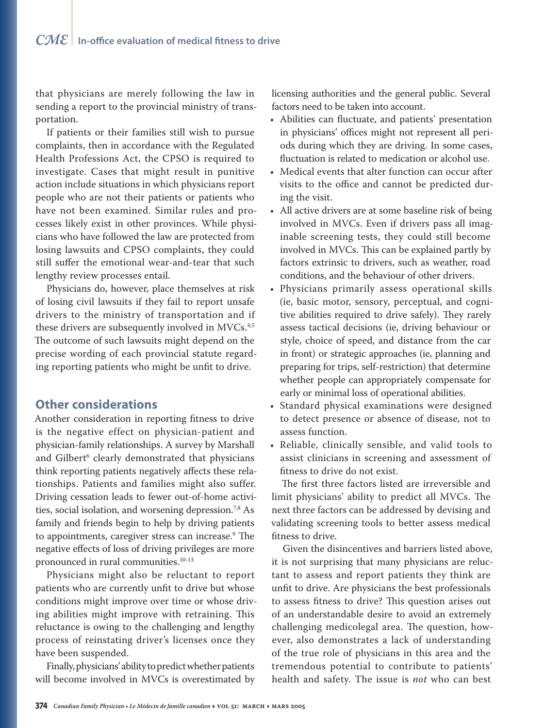that physicians are merely following the law in sending a report to the provincial ministry of transportation.

If patients or their families still wish to pursue complaints, then in accordance with the Regulated Health Professions Act, the CPSO is required to investigate. Cases that might result in punitive action include situations in which physicians report people who are not their patients or patients who have not been examined. Similar rules and processes likely exist in other provinces. While physicians who have followed the law are protected from losing lawsuits and CPSO complaints, they could still suffer the emotional wear-and-tear that such lengthy review processes entail.

Physicians do, however, place themselves at risk of losing civil lawsuits if they fail to report unsafe drivers to the ministry of transportation and if these drivers are subsequently involved in MVCs.[4,5] The outcome of such lawsuits might depend on the precise wording of each provincial statute regarding reporting patients who might be unfit to drive.

## Other considerations

Another consideration in reporting fitness to drive is the negative effect on physician-patient and physician-family relationships. A survey by Marshall and Gilbert[6] clearly demonstrated that physicians think reporting patients negatively affects these relationships. Patients and families might also suffer. Driving cessation leads to fewer out-of-home activities, social isolation, and worsening depression.[7,8] As family and friends begin to help by driving patients to appointments, caregiver stress can increase.[9] The negative effects of loss of driving privileges are more pronounced in rural communities.[10-13]

Physicians might also be reluctant to report patients who are currently unfit to drive but whose conditions might improve over time or whose driving abilities might improve with retraining. This reluctance is owing to the challenging and lengthy process of reinstating driver's licenses once they have been suspended.

Finally, physicians' ability to predict whether patients will become involved in MVCs is overestimated by licensing authorities and the general public. Several factors need to be taken into account.

- Abilities can fluctuate, and patients' presentation in physicians' offices might not represent all periods during which they are driving. In some cases, fluctuation is related to medication or alcohol use.
- Medical events that alter function can occur after visits to the office and cannot be predicted during the visit.
- All active drivers are at some baseline risk of being involved in MVCs. Even if drivers pass all imaginable screening tests, they could still become involved in MVCs. This can be explained partly by factors extrinsic to drivers, such as weather, road conditions, and the behaviour of other drivers.
- Physicians primarily assess operational skills (ie, basic motor, sensory, perceptual, and cognitive abilities required to drive safely). They rarely assess tactical decisions (ie, driving behaviour or style, choice of speed, and distance from the car in front) or strategic approaches (ie, planning and preparing for trips, self-restriction) that determine whether people can appropriately compensate for early or minimal loss of operational abilities.
- Standard physical examinations were designed to detect presence or absence of disease, not to assess function.
- Reliable, clinically sensible, and valid tools to assist clinicians in screening and assessment of fitness to drive do not exist.

The first three factors listed are irreversible and limit physicians' ability to predict all MVCs. The next three factors can be addressed by devising and validating screening tools to better assess medical fitness to drive.

Given the disincentives and barriers listed above, it is not surprising that many physicians are reluctant to assess and report patients they think are unfit to drive. Are physicians the best professionals to assess fitness to drive? This question arises out of an understandable desire to avoid an extremely challenging medicolegal area. The question, however, also demonstrates a lack of understanding of the true role of physicians in this area and the tremendous potential to contribute to patients' health and safety. The issue is *not* who can best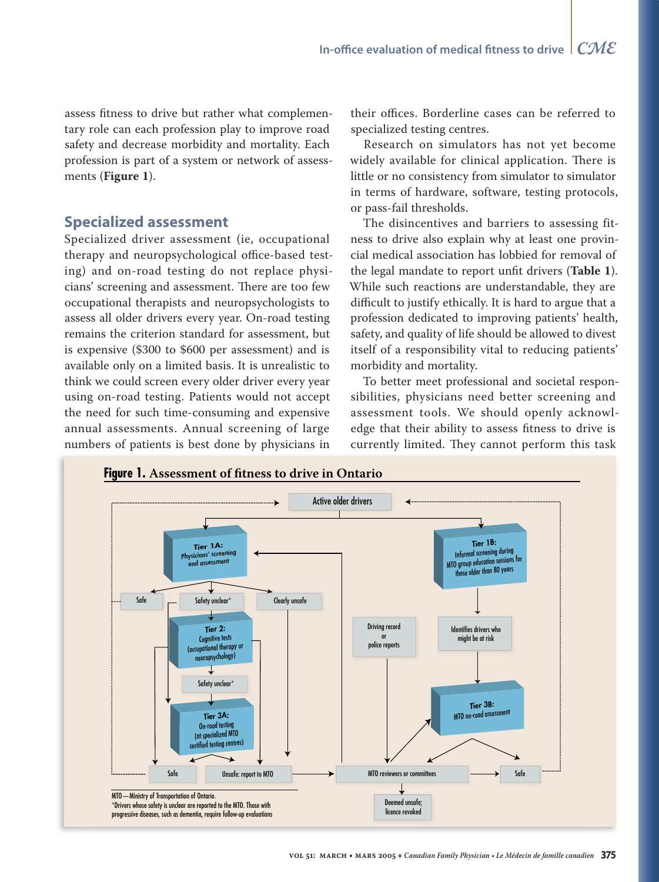assess fitness to drive but rather what complementary role can each profession play to improve road safety and decrease morbidity and mortality. Each profession is part of a system or network of assessments (**Figure 1**).

## Specialized assessment

Specialized driver assessment (ie, occupational therapy and neuropsychological office-based testing) and on-road testing do not replace physicians' screening and assessment. There are too few occupational therapists and neuropsychologists to assess all older drivers every year. On-road testing remains the criterion standard for assessment, but is expensive ($300 to $600 per assessment) and is available only on a limited basis. It is unrealistic to think we could screen every older driver every year using on-road testing. Patients would not accept the need for such time-consuming and expensive annual assessments. Annual screening of large numbers of patients is best done by physicians in their offices. Borderline cases can be referred to specialized testing centres.

Research on simulators has not yet become widely available for clinical application. There is little or no consistency from simulator to simulator in terms of hardware, software, testing protocols, or pass-fail thresholds.

The disincentives and barriers to assessing fitness to drive also explain why at least one provincial medical association has lobbied for removal of the legal mandate to report unfit drivers (**Table 1**). While such reactions are understandable, they are difficult to justify ethically. It is hard to argue that a profession dedicated to improving patients' health, safety, and quality of life should be allowed to divest itself of a responsibility vital to reducing patients' morbidity and mortality.

To better meet professional and societal responsibilities, physicians need better screening and assessment tools. We should openly acknowledge that their ability to assess fitness to drive is currently limited. They cannot perform this task

**Figure 1. Assessment of fitness to drive in Ontario**

Active older drivers

Tier 1A: Physicians' screening and assessment

Tier 1B: Informal screening during MTO group education sessions for those older than 80 years

Safe | Safety unclear* | Clearly unsafe

Tier 2: Cognitive tests (occupational therapy or neuropsychology)

Safety unclear*

Tier 3A: On-road testing (at specialized MTO certified testing centres)

Driving record or police reports

Identifies drivers who might be at risk

Tier 3B: MTO on-road assessment

Safe | Unsafe: report to MTO | MTO reviewers or committees | Safe

Deemed unsafe; licence revoked

MTO—Ministry of Transportation of Ontario.
*Drivers whose safety is unclear are reported to the MTO. Those with progressive diseases, such as dementia, require follow-up evaluations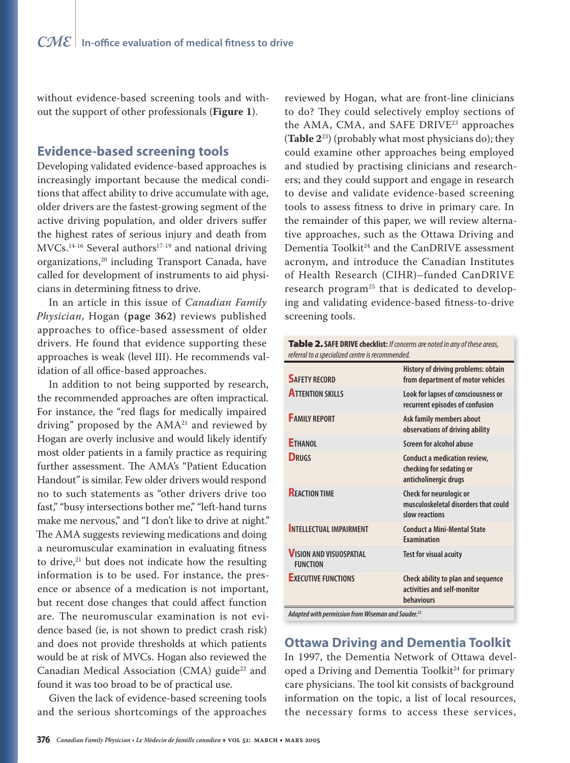without evidence-based screening tools and without the support of other professionals (**Figure 1**).

## Evidence-based screening tools

Developing validated evidence-based approaches is increasingly important because the medical conditions that affect ability to drive accumulate with age, older drivers are the fastest-growing segment of the active driving population, and older drivers suffer the highest rates of serious injury and death from MVCs.[14-16] Several authors[17-19] and national driving organizations,[20] including Transport Canada, have called for development of instruments to aid physicians in determining fitness to drive.

In an article in this issue of *Canadian Family Physician*, Hogan **(page 362)** reviews published approaches to office-based assessment of older drivers. He found that evidence supporting these approaches is weak (level III). He recommends validation of all office-based approaches.

In addition to not being supported by research, the recommended approaches are often impractical. For instance, the "red flags for medically impaired driving" proposed by the AMA[21] and reviewed by Hogan are overly inclusive and would likely identify most older patients in a family practice as requiring further assessment. The AMA's "Patient Education Handout" is similar. Few older drivers would respond no to such statements as "other drivers drive too fast," "busy intersections bother me," "left-hand turns make me nervous," and "I don't like to drive at night." The AMA suggests reviewing medications and doing a neuromuscular examination in evaluating fitness to drive,[21] but does not indicate how the resulting information is to be used. For instance, the presence or absence of a medication is not important, but recent dose changes that could affect function are. The neuromuscular examination is not evidence based (ie, is not shown to predict crash risk) and does not provide thresholds at which patients would be at risk of MVCs. Hogan also reviewed the Canadian Medical Association (CMA) guide[22] and found it was too broad to be of practical use.

Given the lack of evidence-based screening tools and the serious shortcomings of the approaches reviewed by Hogan, what are front-line clinicians to do? They could selectively employ sections of the AMA, CMA, and SAFE DRIVE[23] approaches (**Table 2**[23]) (probably what most physicians do); they could examine other approaches being employed and studied by practising clinicians and researchers; and they could support and engage in research to devise and validate evidence-based screening tools to assess fitness to drive in primary care. In the remainder of this paper, we will review alternative approaches, such as the Ottawa Driving and Dementia Toolkit[24] and the CanDRIVE assessment acronym, and introduce the Canadian Institutes of Health Research (CIHR)–funded CanDRIVE research program[25] that is dedicated to developing and validating evidence-based fitness-to-drive screening tools.

**Table 2. SAFE DRIVE checklist:** *If concerns are noted in any of these areas, referral to a specialized centre is recommended.*

| | |
|---|---|
| **S**AFETY RECORD | History of driving problems: obtain from department of motor vehicles |
| **A**TTENTION SKILLS | Look for lapses of consciousness or recurrent episodes of confusion |
| **F**AMILY REPORT | Ask family members about observations of driving ability |
| **E**THANOL | Screen for alcohol abuse |
| **D**RUGS | Conduct a medication review, checking for sedating or anticholinergic drugs |
| **R**EACTION TIME | Check for neurologic or musculoskeletal disorders that could slow reactions |
| **I**NTELLECTUAL IMPAIRMENT | Conduct a Mini-Mental State Examination |
| **V**ISION AND VISUOSPATIAL FUNCTION | Test for visual acuity |
| **E**XECUTIVE FUNCTIONS | Check ability to plan and sequence activities and self-monitor behaviours |

*Adapted with permission from Wiseman and Souder.[23]*

## Ottawa Driving and Dementia Toolkit

In 1997, the Dementia Network of Ottawa developed a Driving and Dementia Toolkit[24] for primary care physicians. The tool kit consists of background information on the topic, a list of local resources, the necessary forms to access these services,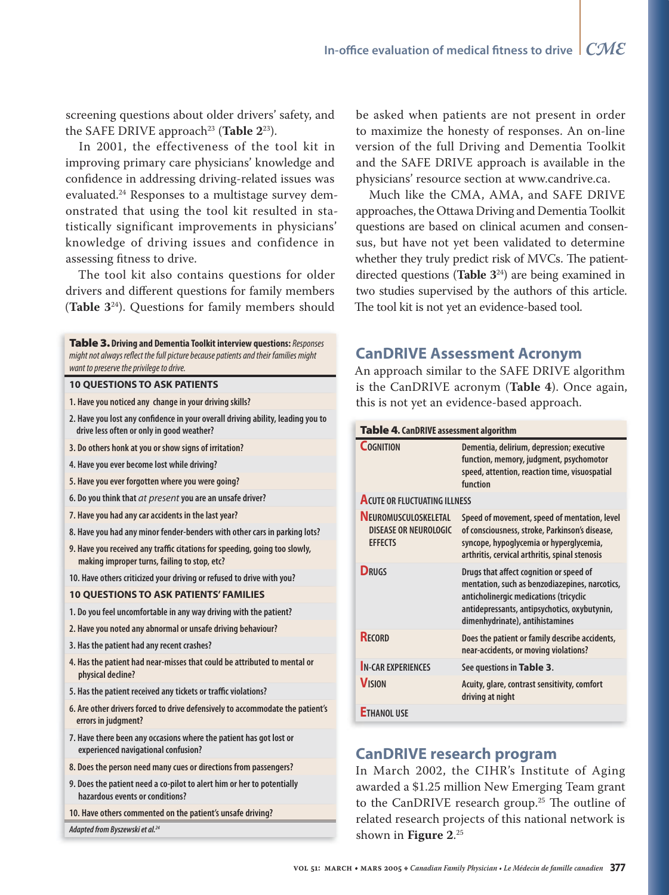screening questions about older drivers' safety, and the SAFE DRIVE approach[23] (**Table 2**[23]).

In 2001, the effectiveness of the tool kit in improving primary care physicians' knowledge and confidence in addressing driving-related issues was evaluated.[24] Responses to a multistage survey demonstrated that using the tool kit resulted in statistically significant improvements in physicians' knowledge of driving issues and confidence in assessing fitness to drive.

The tool kit also contains questions for older drivers and different questions for family members (**Table 3**[24]). Questions for family members should be asked when patients are not present in order to maximize the honesty of responses. An on-line version of the full Driving and Dementia Toolkit and the SAFE DRIVE approach is available in the physicians' resource section at www.candrive.ca.

Much like the CMA, AMA, and SAFE DRIVE approaches, the Ottawa Driving and Dementia Toolkit questions are based on clinical acumen and consensus, but have not yet been validated to determine whether they truly predict risk of MVCs. The patient-directed questions (**Table 3**[24]) are being examined in two studies supervised by the authors of this article. The tool kit is not yet an evidence-based tool.

**Table 3. Driving and Dementia Toolkit interview questions:** *Responses might not always reflect the full picture because patients and their families might want to preserve the privilege to drive.*

| **10 QUESTIONS TO ASK PATIENTS** |
|---|
| 1. Have you noticed any change in your driving skills? |
| 2. Have you lost any confidence in your overall driving ability, leading you to drive less often or only in good weather? |
| 3. Do others honk at you or show signs of irritation? |
| 4. Have you ever become lost while driving? |
| 5. Have you ever forgotten where you were going? |
| 6. Do you think that *at present* you are an unsafe driver? |
| 7. Have you had any car accidents in the last year? |
| 8. Have you had any minor fender-benders with other cars in parking lots? |
| 9. Have you received any traffic citations for speeding, going too slowly, making improper turns, failing to stop, etc? |
| 10. Have others criticized your driving or refused to drive with you? |
| **10 QUESTIONS TO ASK PATIENTS' FAMILIES** |
| 1. Do you feel uncomfortable in any way driving with the patient? |
| 2. Have you noted any abnormal or unsafe driving behaviour? |
| 3. Has the patient had any recent crashes? |
| 4. Has the patient had near-misses that could be attributed to mental or physical decline? |
| 5. Has the patient received any tickets or traffic violations? |
| 6. Are other drivers forced to drive defensively to accommodate the patient's errors in judgment? |
| 7. Have there been any occasions where the patient has got lost or experienced navigational confusion? |
| 8. Does the person need many cues or directions from passengers? |
| 9. Does the patient need a co-pilot to alert him or her to potentially hazardous events or conditions? |
| 10. Have others commented on the patient's unsafe driving? |

*Adapted from Byszewski et al.*[24]

## CanDRIVE Assessment Acronym

An approach similar to the SAFE DRIVE algorithm is the CanDRIVE acronym (**Table 4**). Once again, this is not yet an evidence-based approach.

**Table 4. CanDRIVE assessment algorithm**

| | |
|---|---|
| **C**OGNITION | Dementia, delirium, depression; executive function, memory, judgment, psychomotor speed, attention, reaction time, visuospatial function |
| **A**CUTE OR FLUCTUATING ILLNESS | |
| **N**EUROMUSCULOSKELETAL DISEASE OR NEUROLOGIC EFFECTS | Speed of movement, speed of mentation, level of consciousness, stroke, Parkinson's disease, syncope, hypoglycemia or hyperglycemia, arthritis, cervical arthritis, spinal stenosis |
| **D**RUGS | Drugs that affect cognition or speed of mentation, such as benzodiazepines, narcotics, anticholinergic medications (tricyclic antidepressants, antipsychotics, oxybutynin, dimenhydrinate), antihistamines |
| **R**ECORD | Does the patient or family describe accidents, near-accidents, or moving violations? |
| **I**N-CAR EXPERIENCES | See questions in **Table 3**. |
| **V**ISION | Acuity, glare, contrast sensitivity, comfort driving at night |
| **E**THANOL USE | |

## CanDRIVE research program

In March 2002, the CIHR's Institute of Aging awarded a $1.25 million New Emerging Team grant to the CanDRIVE research group.[25] The outline of related research projects of this national network is shown in **Figure 2**.[25]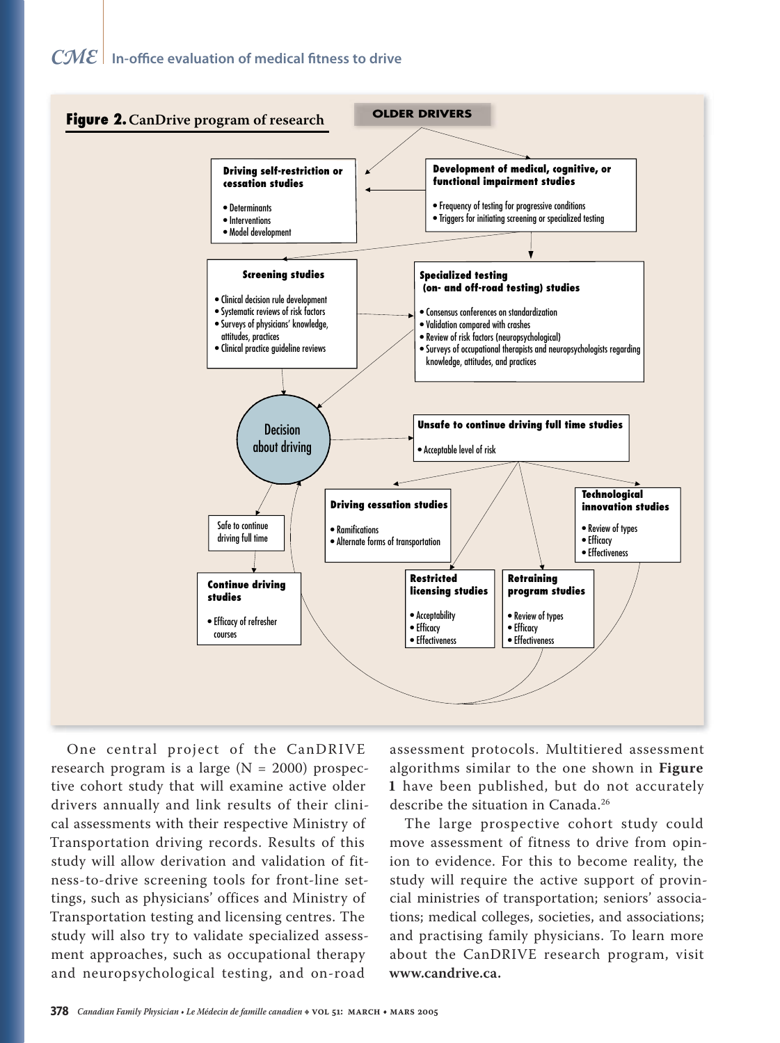**Figure 2.** CanDrive program of research

OLDER DRIVERS

**Driving self-restriction or cessation studies**

- Determinants
- Interventions
- Model development

**Development of medical, cognitive, or functional impairment studies**

- Frequency of testing for progressive conditions
- Triggers for initiating screening or specialized testing

**Screening studies**

- Clinical decision rule development
- Systematic reviews of risk factors
- Surveys of physicians' knowledge, attitudes, practices
- Clinical practice guideline reviews

**Specialized testing (on- and off-road testing) studies**

- Consensus conferences on standardization
- Validation compared with crashes
- Review of risk factors (neuropsychological)
- Surveys of occupational therapists and neuropsychologists regarding knowledge, attitudes, and practices

Decision about driving

**Unsafe to continue driving full time studies**

- Acceptable level of risk

Safe to continue driving full time

**Continue driving studies**

- Efficacy of refresher courses

**Driving cessation studies**

- Ramifications
- Alternate forms of transportation

**Restricted licensing studies**

- Acceptability
- Efficacy
- Effectiveness

**Retraining program studies**

- Review of types
- Efficacy
- Effectiveness

**Technological innovation studies**

- Review of types
- Efficacy
- Effectiveness

One central project of the CanDRIVE research program is a large (N = 2000) prospective cohort study that will examine active older drivers annually and link results of their clinical assessments with their respective Ministry of Transportation driving records. Results of this study will allow derivation and validation of fitness-to-drive screening tools for front-line settings, such as physicians' offices and Ministry of Transportation testing and licensing centres. The study will also try to validate specialized assessment approaches, such as occupational therapy and neuropsychological testing, and on-road assessment protocols. Multitiered assessment algorithms similar to the one shown in **Figure 1** have been published, but do not accurately describe the situation in Canada.[26]

The large prospective cohort study could move assessment of fitness to drive from opinion to evidence. For this to become reality, the study will require the active support of provincial ministries of transportation; seniors' associations; medical colleges, societies, and associations; and practising family physicians. To learn more about the CanDRIVE research program, visit **www.candrive.ca.**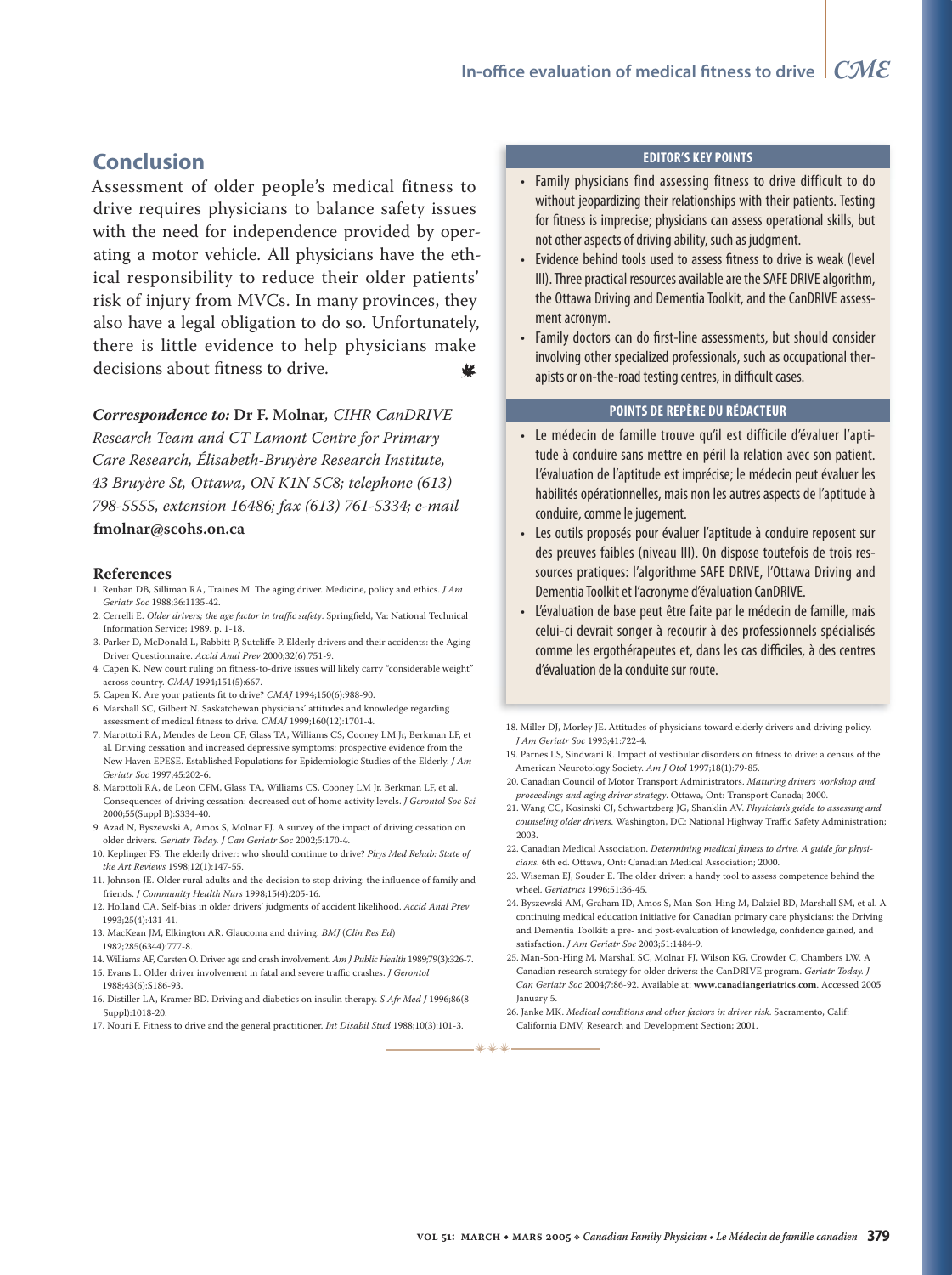## Conclusion

Assessment of older people's medical fitness to drive requires physicians to balance safety issues with the need for independence provided by operating a motor vehicle. All physicians have the ethical responsibility to reduce their older patients' risk of injury from MVCs. In many provinces, they also have a legal obligation to do so. Unfortunately, there is little evidence to help physicians make decisions about fitness to drive.

***Correspondence to:*** **Dr F. Molnar**, *CIHR CanDRIVE Research Team and CT Lamont Centre for Primary Care Research, Élisabeth-Bruyère Research Institute, 43 Bruyère St, Ottawa, ON K1N 5C8; telephone (613) 798-5555, extension 16486; fax (613) 761-5334; e-mail* **fmolnar@scohs.on.ca**

### EDITOR'S KEY POINTS

- Family physicians find assessing fitness to drive difficult to do without jeopardizing their relationships with their patients. Testing for fitness is imprecise; physicians can assess operational skills, but not other aspects of driving ability, such as judgment.
- Evidence behind tools used to assess fitness to drive is weak (level III). Three practical resources available are the SAFE DRIVE algorithm, the Ottawa Driving and Dementia Toolkit, and the CanDRIVE assessment acronym.
- Family doctors can do first-line assessments, but should consider involving other specialized professionals, such as occupational therapists or on-the-road testing centres, in difficult cases.

### POINTS DE REPÈRE DU RÉDACTEUR

- Le médecin de famille trouve qu'il est difficile d'évaluer l'aptitude à conduire sans mettre en péril la relation avec son patient. L'évaluation de l'aptitude est imprécise; le médecin peut évaluer les habilités opérationnelles, mais non les autres aspects de l'aptitude à conduire, comme le jugement.
- Les outils proposés pour évaluer l'aptitude à conduire reposent sur des preuves faibles (niveau III). On dispose toutefois de trois ressources pratiques: l'algorithme SAFE DRIVE, l'Ottawa Driving and Dementia Toolkit et l'acronyme d'évaluation CanDRIVE.
- L'évaluation de base peut être faite par le médecin de famille, mais celui-ci devrait songer à recourir à des professionnels spécialisés comme les ergothérapeutes et, dans les cas difficiles, à des centres d'évaluation de la conduite sur route.

## References

1. Reuban DB, Silliman RA, Traines M. The aging driver. Medicine, policy and ethics. *J Am Geriatr Soc* 1988;36:1135-42.
2. Cerrelli E. *Older drivers; the age factor in traffic safety.* Springfield, Va: National Technical Information Service; 1989. p. 1-18.
3. Parker D, McDonald L, Rabbitt P, Sutcliffe P. Elderly drivers and their accidents: the Aging Driver Questionnaire. *Accid Anal Prev* 2000;32(6):751-9.
4. Capen K. New court ruling on fitness-to-drive issues will likely carry "considerable weight" across country. *CMAJ* 1994;151(5):667.
5. Capen K. Are your patients fit to drive? *CMAJ* 1994;150(6):988-90.
6. Marshall SC, Gilbert N. Saskatchewan physicians' attitudes and knowledge regarding assessment of medical fitness to drive. *CMAJ* 1999;160(12):1701-4.
7. Marottoli RA, Mendes de Leon CF, Glass TA, Williams CS, Cooney LM Jr, Berkman LF, et al. Driving cessation and increased depressive symptoms: prospective evidence from the New Haven EPESE. Established Populations for Epidemiologic Studies of the Elderly. *J Am Geriatr Soc* 1997;45:202-6.
8. Marottoli RA, de Leon CFM, Glass TA, Williams CS, Cooney LM Jr, Berkman LF, et al. Consequences of driving cessation: decreased out of home activity levels. *J Gerontol Soc Sci* 2000;55(Suppl B):S334-40.
9. Azad N, Byszewski A, Amos S, Molnar FJ. A survey of the impact of driving cessation on older drivers. *Geriatr Today. J Can Geriatr Soc* 2002;5:170-4.
10. Keplinger FS. The elderly driver: who should continue to drive? *Phys Med Rehab: State of the Art Reviews* 1998;12(1):147-55.
11. Johnson JE. Older rural adults and the decision to stop driving: the influence of family and friends. *J Community Health Nurs* 1998;15(4):205-16.
12. Holland CA. Self-bias in older drivers' judgments of accident likelihood. *Accid Anal Prev* 1993;25(4):431-41.
13. MacKean JM, Elkington AR. Glaucoma and driving. *BMJ* (*Clin Res Ed*) 1982;285(6344):777-8.
14. Williams AF, Carsten O. Driver age and crash involvement. *Am J Public Health* 1989;79(3):326-7.
15. Evans L. Older driver involvement in fatal and severe traffic crashes. *J Gerontol* 1988;43(6):S186-93.
16. Distiller LA, Kramer BD. Driving and diabetics on insulin therapy. *S Afr Med J* 1996;86(8 Suppl):1018-20.
17. Nouri F. Fitness to drive and the general practitioner. *Int Disabil Stud* 1988;10(3):101-3.
18. Miller DJ, Morley JE. Attitudes of physicians toward elderly drivers and driving policy. *J Am Geriatr Soc* 1993;41:722-4.
19. Parnes LS, Sindwani R. Impact of vestibular disorders on fitness to drive: a census of the American Neurotology Society. *Am J Otol* 1997;18(1):79-85.
20. Canadian Council of Motor Transport Administrators. *Maturing drivers workshop and proceedings and aging driver strategy.* Ottawa, Ont: Transport Canada; 2000.
21. Wang CC, Kosinski CJ, Schwartzberg JG, Shanklin AV. *Physician's guide to assessing and counseling older drivers.* Washington, DC: National Highway Traffic Safety Administration; 2003.
22. Canadian Medical Association. *Determining medical fitness to drive. A guide for physicians.* 6th ed. Ottawa, Ont: Canadian Medical Association; 2000.
23. Wiseman EJ, Souder E. The older driver: a handy tool to assess competence behind the wheel. *Geriatrics* 1996;51:36-45.
24. Byszewski AM, Graham ID, Amos S, Man-Son-Hing M, Dalziel BD, Marshall SM, et al. A continuing medical education initiative for Canadian primary care physicians: the Driving and Dementia Toolkit: a pre- and post-evaluation of knowledge, confidence gained, and satisfaction. *J Am Geriatr Soc* 2003;51:1484-9.
25. Man-Son-Hing M, Marshall SC, Molnar FJ, Wilson KG, Crowder C, Chambers LW. A Canadian research strategy for older drivers: the CanDRIVE program. *Geriatr Today. J Can Geriatr Soc* 2004;7:86-92. Available at: **www.canadiangeriatrics.com**. Accessed 2005 January 5.
26. Janke MK. *Medical conditions and other factors in driver risk.* Sacramento, Calif: California DMV, Research and Development Section; 2001.